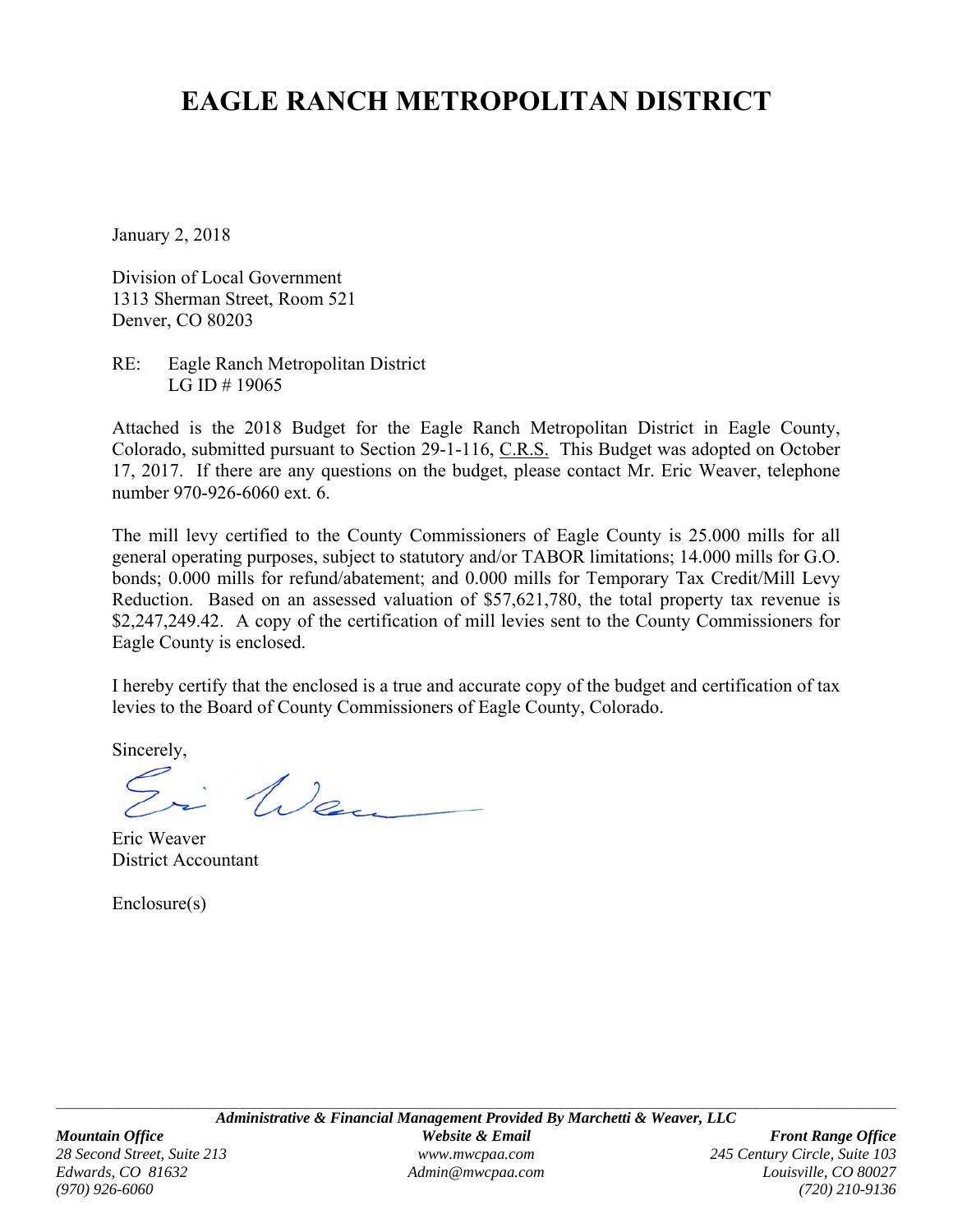# EAGLE RANCH METROPOLITAN DISTRICT

January 2, 2018

Division of Local Government
1313 Sherman Street, Room 521
Denver, CO 80203

RE: Eagle Ranch Metropolitan District
LG ID # 19065

Attached is the 2018 Budget for the Eagle Ranch Metropolitan District in Eagle County, Colorado, submitted pursuant to Section 29-1-116, C.R.S. This Budget was adopted on October 17, 2017. If there are any questions on the budget, please contact Mr. Eric Weaver, telephone number 970-926-6060 ext. 6.

The mill levy certified to the County Commissioners of Eagle County is 25.000 mills for all general operating purposes, subject to statutory and/or TABOR limitations; 14.000 mills for G.O. bonds; 0.000 mills for refund/abatement; and 0.000 mills for Temporary Tax Credit/Mill Levy Reduction. Based on an assessed valuation of $57,621,780, the total property tax revenue is $2,247,249.42. A copy of the certification of mill levies sent to the County Commissioners for Eagle County is enclosed.

I hereby certify that the enclosed is a true and accurate copy of the budget and certification of tax levies to the Board of County Commissioners of Eagle County, Colorado.

Sincerely,

Eric Weaver
District Accountant

Enclosure(s)

---

***Administrative & Financial Management Provided By Marchetti & Weaver, LLC***

***Mountain Office***
*28 Second Street, Suite 213*
*Edwards, CO 81632*
*(970) 926-6060*

***Website & Email***
*www.mwcpaa.com*
*Admin@mwcpaa.com*

***Front Range Office***
*245 Century Circle, Suite 103*
*Louisville, CO 80027*
*(720) 210-9136*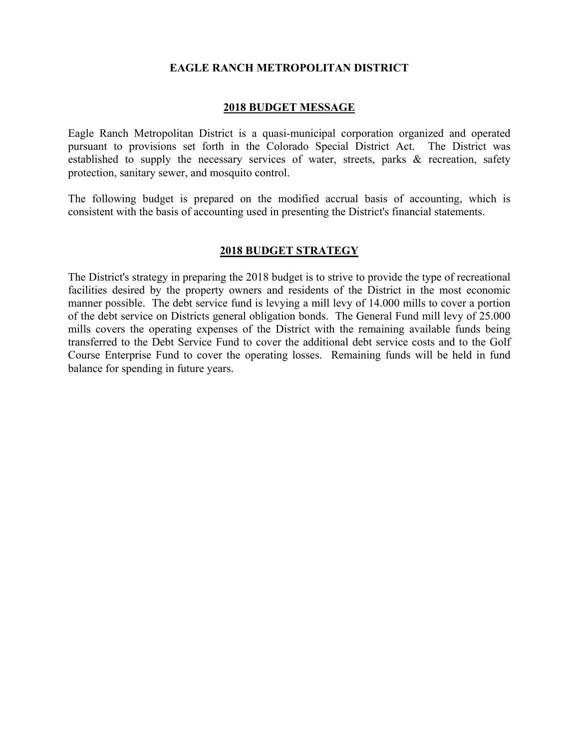# EAGLE RANCH METROPOLITAN DISTRICT

## 2018 BUDGET MESSAGE

Eagle Ranch Metropolitan District is a quasi-municipal corporation organized and operated pursuant to provisions set forth in the Colorado Special District Act. The District was established to supply the necessary services of water, streets, parks & recreation, safety protection, sanitary sewer, and mosquito control.

The following budget is prepared on the modified accrual basis of accounting, which is consistent with the basis of accounting used in presenting the District's financial statements.

## 2018 BUDGET STRATEGY

The District's strategy in preparing the 2018 budget is to strive to provide the type of recreational facilities desired by the property owners and residents of the District in the most economic manner possible. The debt service fund is levying a mill levy of 14.000 mills to cover a portion of the debt service on Districts general obligation bonds. The General Fund mill levy of 25.000 mills covers the operating expenses of the District with the remaining available funds being transferred to the Debt Service Fund to cover the additional debt service costs and to the Golf Course Enterprise Fund to cover the operating losses. Remaining funds will be held in fund balance for spending in future years.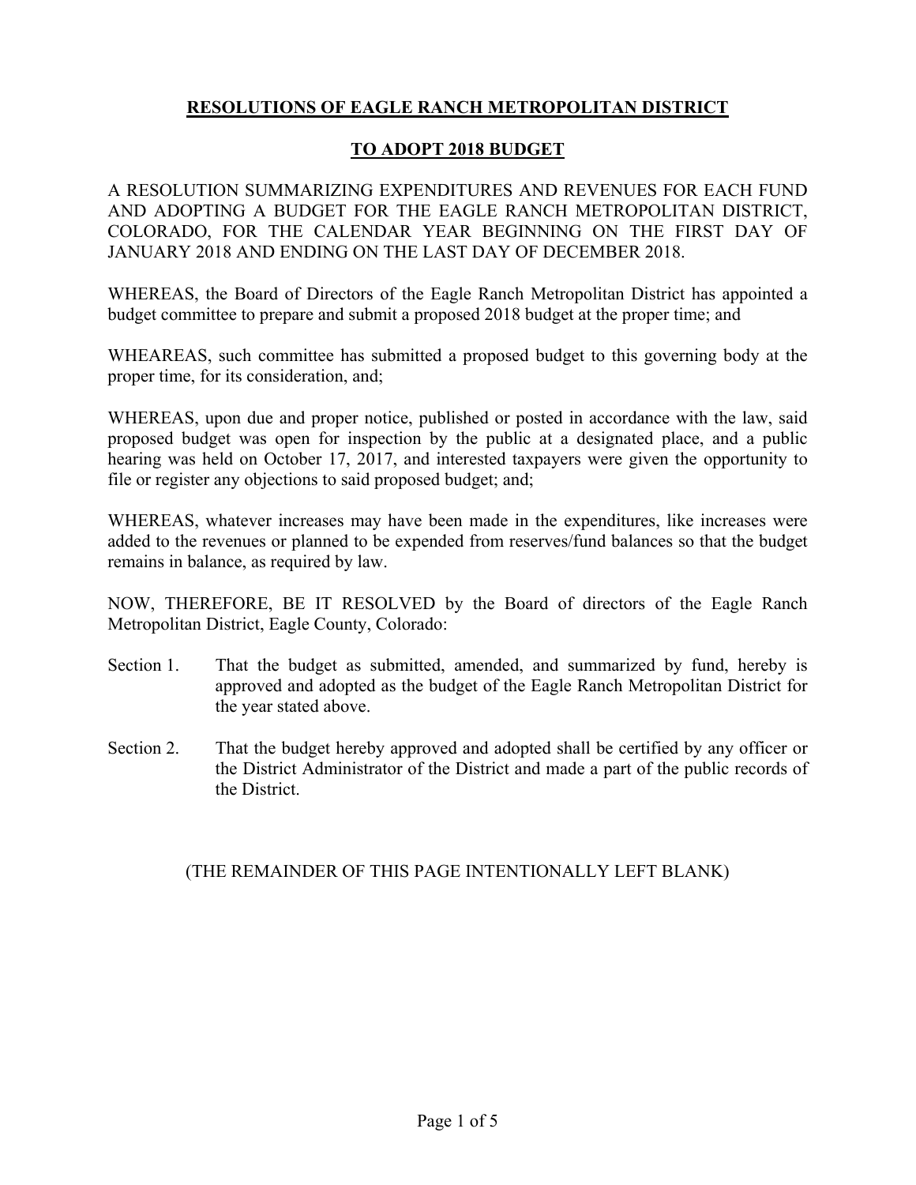# RESOLUTIONS OF EAGLE RANCH METROPOLITAN DISTRICT

## TO ADOPT 2018 BUDGET

A RESOLUTION SUMMARIZING EXPENDITURES AND REVENUES FOR EACH FUND AND ADOPTING A BUDGET FOR THE EAGLE RANCH METROPOLITAN DISTRICT, COLORADO, FOR THE CALENDAR YEAR BEGINNING ON THE FIRST DAY OF JANUARY 2018 AND ENDING ON THE LAST DAY OF DECEMBER 2018.

WHEREAS, the Board of Directors of the Eagle Ranch Metropolitan District has appointed a budget committee to prepare and submit a proposed 2018 budget at the proper time; and

WHEAREAS, such committee has submitted a proposed budget to this governing body at the proper time, for its consideration, and;

WHEREAS, upon due and proper notice, published or posted in accordance with the law, said proposed budget was open for inspection by the public at a designated place, and a public hearing was held on October 17, 2017, and interested taxpayers were given the opportunity to file or register any objections to said proposed budget; and;

WHEREAS, whatever increases may have been made in the expenditures, like increases were added to the revenues or planned to be expended from reserves/fund balances so that the budget remains in balance, as required by law.

NOW, THEREFORE, BE IT RESOLVED by the Board of directors of the Eagle Ranch Metropolitan District, Eagle County, Colorado:

Section 1. That the budget as submitted, amended, and summarized by fund, hereby is approved and adopted as the budget of the Eagle Ranch Metropolitan District for the year stated above.

Section 2. That the budget hereby approved and adopted shall be certified by any officer or the District Administrator of the District and made a part of the public records of the District.

(THE REMAINDER OF THIS PAGE INTENTIONALLY LEFT BLANK)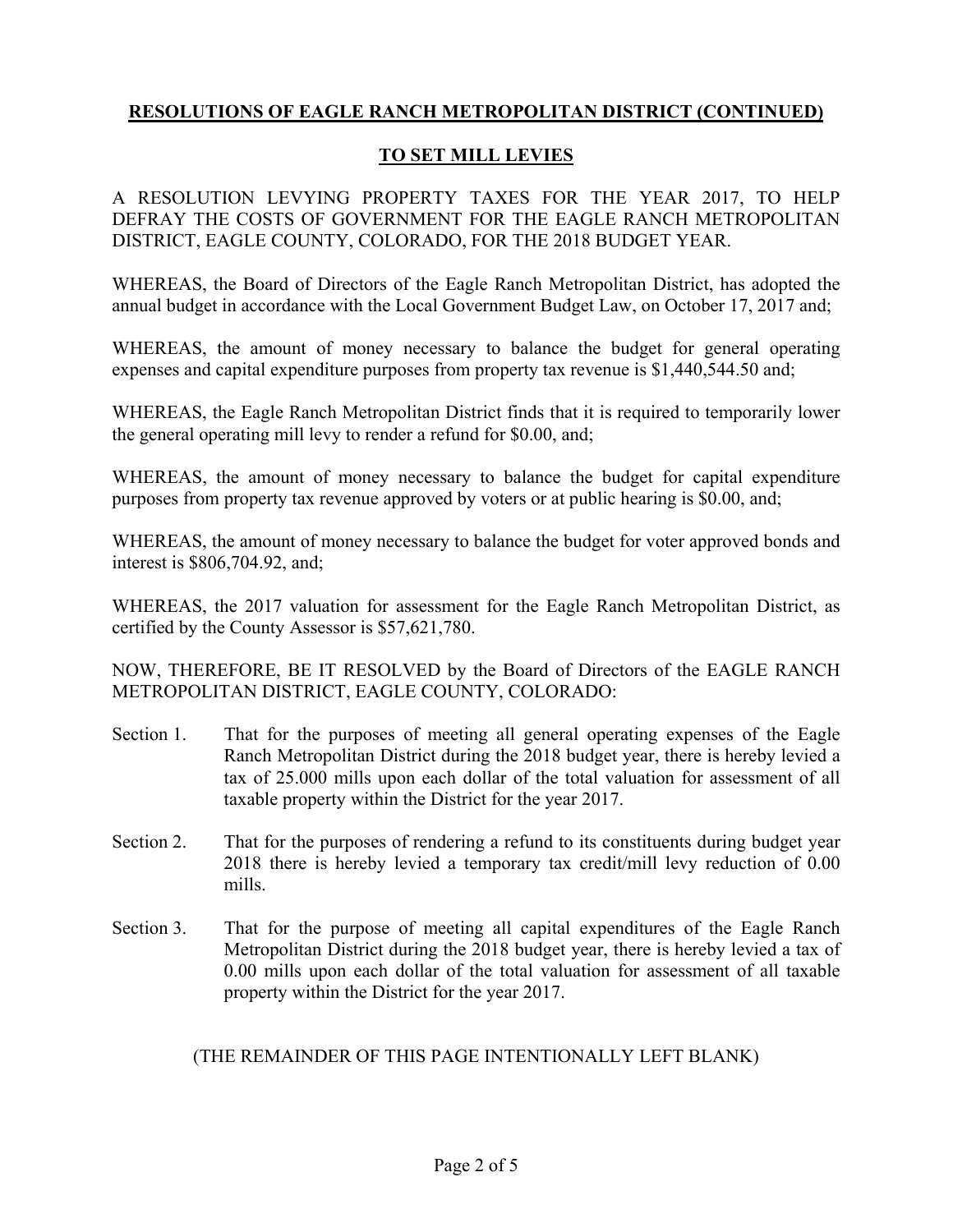## RESOLUTIONS OF EAGLE RANCH METROPOLITAN DISTRICT (CONTINUED)

## TO SET MILL LEVIES

A RESOLUTION LEVYING PROPERTY TAXES FOR THE YEAR 2017, TO HELP DEFRAY THE COSTS OF GOVERNMENT FOR THE EAGLE RANCH METROPOLITAN DISTRICT, EAGLE COUNTY, COLORADO, FOR THE 2018 BUDGET YEAR.

WHEREAS, the Board of Directors of the Eagle Ranch Metropolitan District, has adopted the annual budget in accordance with the Local Government Budget Law, on October 17, 2017 and;

WHEREAS, the amount of money necessary to balance the budget for general operating expenses and capital expenditure purposes from property tax revenue is $1,440,544.50 and;

WHEREAS, the Eagle Ranch Metropolitan District finds that it is required to temporarily lower the general operating mill levy to render a refund for $0.00, and;

WHEREAS, the amount of money necessary to balance the budget for capital expenditure purposes from property tax revenue approved by voters or at public hearing is $0.00, and;

WHEREAS, the amount of money necessary to balance the budget for voter approved bonds and interest is $806,704.92, and;

WHEREAS, the 2017 valuation for assessment for the Eagle Ranch Metropolitan District, as certified by the County Assessor is $57,621,780.

NOW, THEREFORE, BE IT RESOLVED by the Board of Directors of the EAGLE RANCH METROPOLITAN DISTRICT, EAGLE COUNTY, COLORADO:

Section 1. That for the purposes of meeting all general operating expenses of the Eagle Ranch Metropolitan District during the 2018 budget year, there is hereby levied a tax of 25.000 mills upon each dollar of the total valuation for assessment of all taxable property within the District for the year 2017.

Section 2. That for the purposes of rendering a refund to its constituents during budget year 2018 there is hereby levied a temporary tax credit/mill levy reduction of 0.00 mills.

Section 3. That for the purpose of meeting all capital expenditures of the Eagle Ranch Metropolitan District during the 2018 budget year, there is hereby levied a tax of 0.00 mills upon each dollar of the total valuation for assessment of all taxable property within the District for the year 2017.

(THE REMAINDER OF THIS PAGE INTENTIONALLY LEFT BLANK)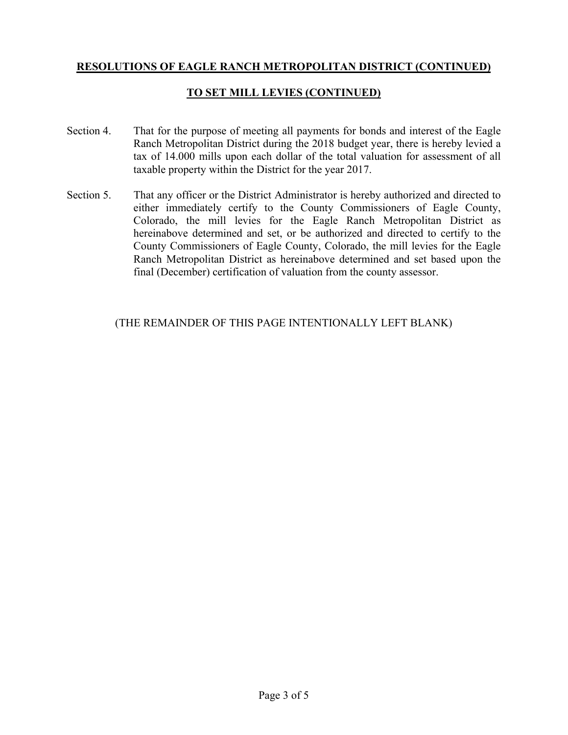**RESOLUTIONS OF EAGLE RANCH METROPOLITAN DISTRICT (CONTINUED)**

**TO SET MILL LEVIES (CONTINUED)**

Section 4. That for the purpose of meeting all payments for bonds and interest of the Eagle Ranch Metropolitan District during the 2018 budget year, there is hereby levied a tax of 14.000 mills upon each dollar of the total valuation for assessment of all taxable property within the District for the year 2017.

Section 5. That any officer or the District Administrator is hereby authorized and directed to either immediately certify to the County Commissioners of Eagle County, Colorado, the mill levies for the Eagle Ranch Metropolitan District as hereinabove determined and set, or be authorized and directed to certify to the County Commissioners of Eagle County, Colorado, the mill levies for the Eagle Ranch Metropolitan District as hereinabove determined and set based upon the final (December) certification of valuation from the county assessor.

(THE REMAINDER OF THIS PAGE INTENTIONALLY LEFT BLANK)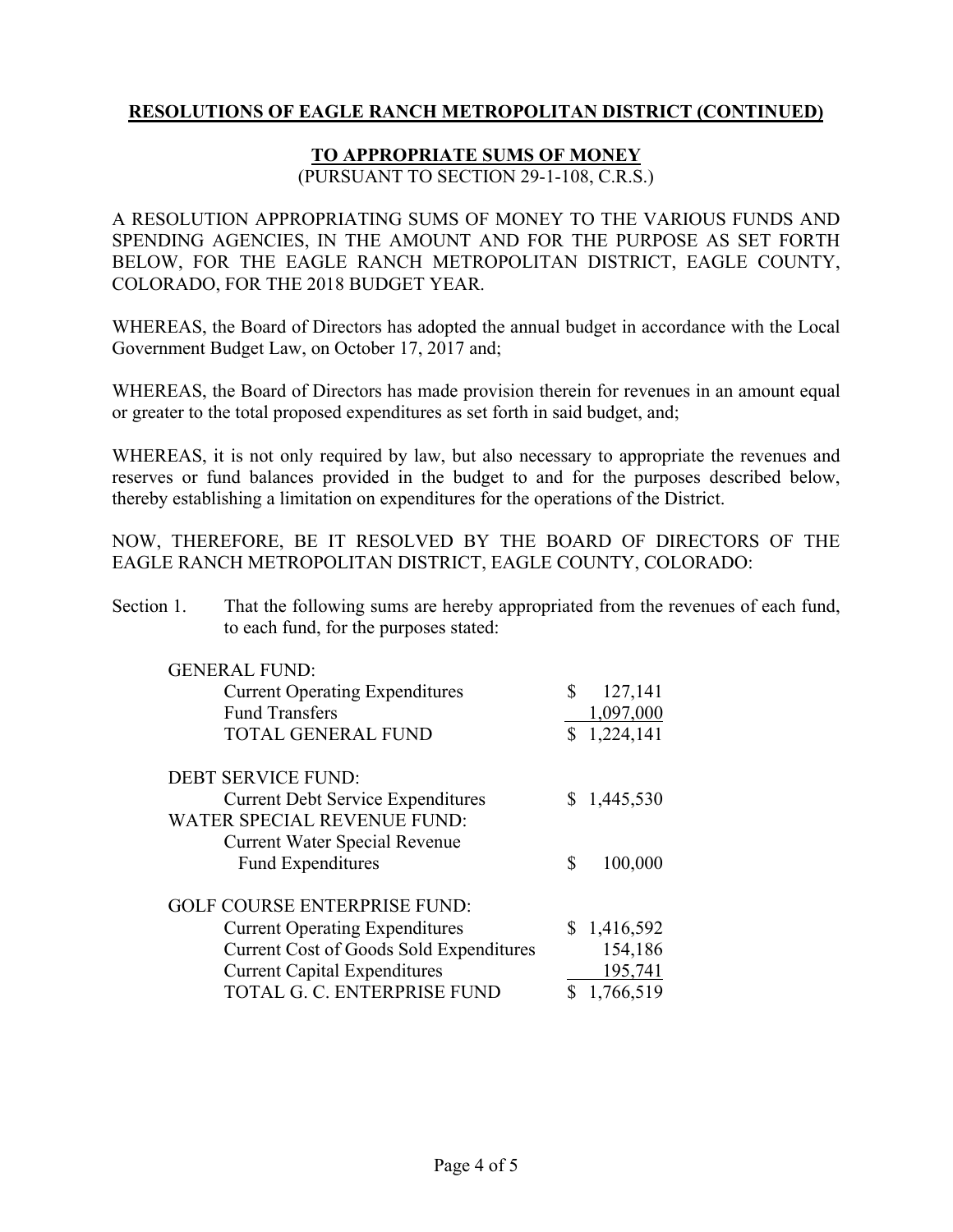## RESOLUTIONS OF EAGLE RANCH METROPOLITAN DISTRICT (CONTINUED)

### TO APPROPRIATE SUMS OF MONEY

(PURSUANT TO SECTION 29-1-108, C.R.S.)

A RESOLUTION APPROPRIATING SUMS OF MONEY TO THE VARIOUS FUNDS AND SPENDING AGENCIES, IN THE AMOUNT AND FOR THE PURPOSE AS SET FORTH BELOW, FOR THE EAGLE RANCH METROPOLITAN DISTRICT, EAGLE COUNTY, COLORADO, FOR THE 2018 BUDGET YEAR.

WHEREAS, the Board of Directors has adopted the annual budget in accordance with the Local Government Budget Law, on October 17, 2017 and;

WHEREAS, the Board of Directors has made provision therein for revenues in an amount equal or greater to the total proposed expenditures as set forth in said budget, and;

WHEREAS, it is not only required by law, but also necessary to appropriate the revenues and reserves or fund balances provided in the budget to and for the purposes described below, thereby establishing a limitation on expenditures for the operations of the District.

NOW, THEREFORE, BE IT RESOLVED BY THE BOARD OF DIRECTORS OF THE EAGLE RANCH METROPOLITAN DISTRICT, EAGLE COUNTY, COLORADO:

Section 1. That the following sums are hereby appropriated from the revenues of each fund, to each fund, for the purposes stated:

| | |
|---|---|
| GENERAL FUND: | |
| Current Operating Expenditures | $ 127,141 |
| Fund Transfers | 1,097,000 |
| TOTAL GENERAL FUND | $ 1,224,141 |
| | |
| DEBT SERVICE FUND: | |
| Current Debt Service Expenditures | $ 1,445,530 |
| WATER SPECIAL REVENUE FUND: | |
| Current Water Special Revenue Fund Expenditures | $ 100,000 |
| | |
| GOLF COURSE ENTERPRISE FUND: | |
| Current Operating Expenditures | $ 1,416,592 |
| Current Cost of Goods Sold Expenditures | 154,186 |
| Current Capital Expenditures | 195,741 |
| TOTAL G. C. ENTERPRISE FUND | $ 1,766,519 |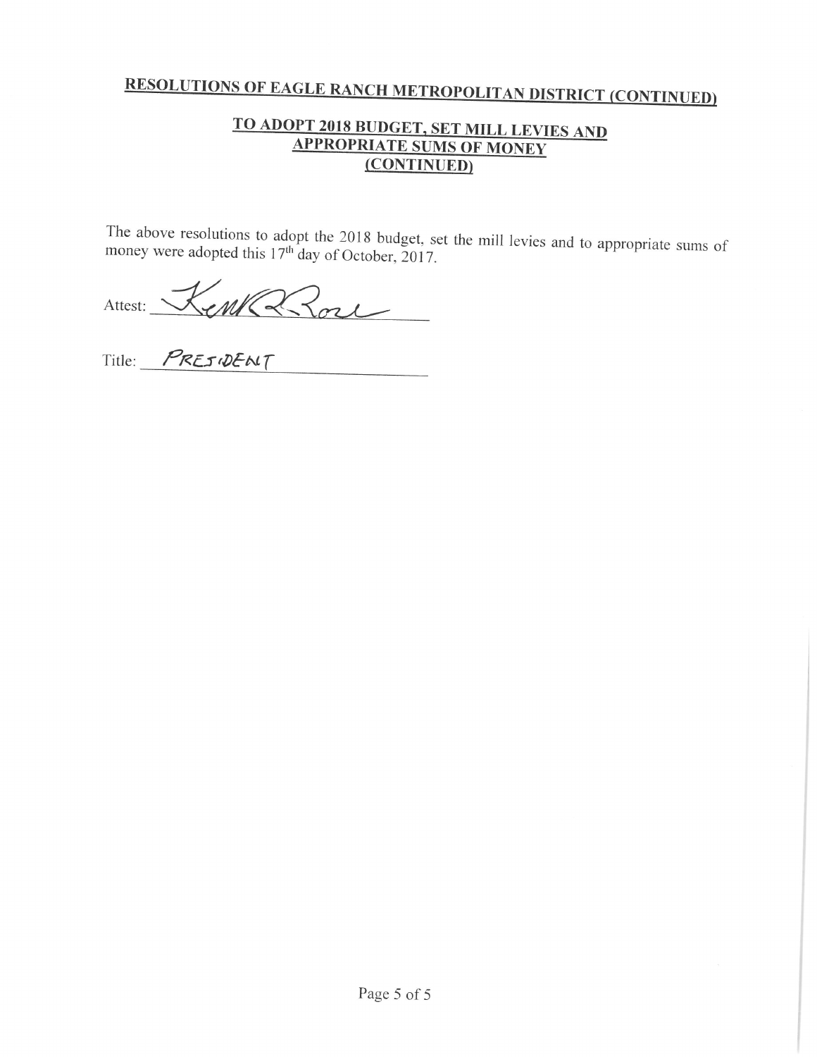# RESOLUTIONS OF EAGLE RANCH METROPOLITAN DISTRICT (CONTINUED)

## TO ADOPT 2018 BUDGET, SET MILL LEVIES AND APPROPRIATE SUMS OF MONEY (CONTINUED)

The above resolutions to adopt the 2018 budget, set the mill levies and to appropriate sums of money were adopted this 17th day of October, 2017.

Attest: Kent R. Rose

Title: PRESIDENT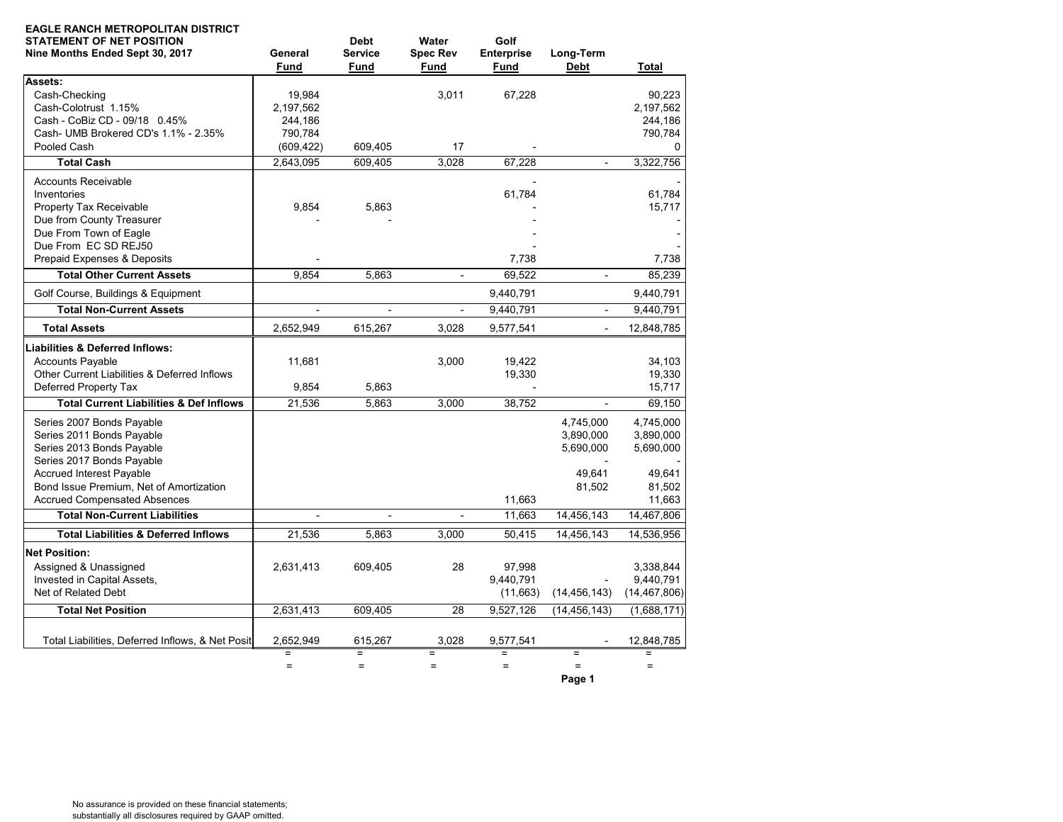**EAGLE RANCH METROPOLITAN DISTRICT**
**STATEMENT OF NET POSITION**
**Nine Months Ended Sept 30, 2017**

| | General Fund | Debt Service Fund | Water Spec Rev Fund | Golf Enterprise Fund | Long-Term Debt | Total |
|---|---|---|---|---|---|---|
| **Assets:** | | | | | | |
| Cash-Checking | 19,984 | | 3,011 | 67,228 | | 90,223 |
| Cash-Colotrust 1.15% | 2,197,562 | | | | | 2,197,562 |
| Cash - CoBiz CD - 09/18 0.45% | 244,186 | | | | | 244,186 |
| Cash- UMB Brokered CD's 1.1% - 2.35% | 790,784 | | | | | 790,784 |
| Pooled Cash | (609,422) | 609,405 | 17 | - | | 0 |
| **Total Cash** | 2,643,095 | 609,405 | 3,028 | 67,228 | - | 3,322,756 |
| Accounts Receivable | | | | - | | - |
| Inventories | | | | 61,784 | | 61,784 |
| Property Tax Receivable | 9,854 | 5,863 | | - | | 15,717 |
| Due from County Treasurer | - | - | | - | | - |
| Due From Town of Eagle | | | | - | | - |
| Due From EC SD REJ50 | | | | - | | - |
| Prepaid Expenses & Deposits | - | | | 7,738 | | 7,738 |
| **Total Other Current Assets** | 9,854 | 5,863 | - | 69,522 | - | 85,239 |
| Golf Course, Buildings & Equipment | | | | 9,440,791 | | 9,440,791 |
| **Total Non-Current Assets** | - | - | - | 9,440,791 | - | 9,440,791 |
| **Total Assets** | 2,652,949 | 615,267 | 3,028 | 9,577,541 | - | 12,848,785 |
| **Liabilities & Deferred Inflows:** | | | | | | |
| Accounts Payable | 11,681 | | 3,000 | 19,422 | | 34,103 |
| Other Current Liabilities & Deferred Inflows | | | | 19,330 | | 19,330 |
| Deferred Property Tax | 9,854 | 5,863 | | - | | 15,717 |
| **Total Current Liabilities & Def Inflows** | 21,536 | 5,863 | 3,000 | 38,752 | - | 69,150 |
| Series 2007 Bonds Payable | | | | | 4,745,000 | 4,745,000 |
| Series 2011 Bonds Payable | | | | | 3,890,000 | 3,890,000 |
| Series 2013 Bonds Payable | | | | | 5,690,000 | 5,690,000 |
| Series 2017 Bonds Payable | | | | | - | - |
| Accrued Interest Payable | | | | | 49,641 | 49,641 |
| Bond Issue Premium, Net of Amortization | | | | | 81,502 | 81,502 |
| Accrued Compensated Absences | | | | 11,663 | | 11,663 |
| **Total Non-Current Liabilities** | - | - | - | 11,663 | 14,456,143 | 14,467,806 |
| **Total Liabilities & Deferred Inflows** | 21,536 | 5,863 | 3,000 | 50,415 | 14,456,143 | 14,536,956 |
| **Net Position:** | | | | | | |
| Assigned & Unassigned | 2,631,413 | 609,405 | 28 | 97,998 | | 3,338,844 |
| Invested in Capital Assets, | | | | 9,440,791 | - | 9,440,791 |
| Net of Related Debt | | | | (11,663) | (14,456,143) | (14,467,806) |
| **Total Net Position** | 2,631,413 | 609,405 | 28 | 9,527,126 | (14,456,143) | (1,688,171) |
| Total Liabilities, Deferred Inflows, & Net Posit | 2,652,949 | 615,267 | 3,028 | 9,577,541 | - | 12,848,785 |
| | = | = | = | = | = | = |
| | = | = | = | = | = | = |

No assurance is provided on these financial statements;
substantially all disclosures required by GAAP omitted.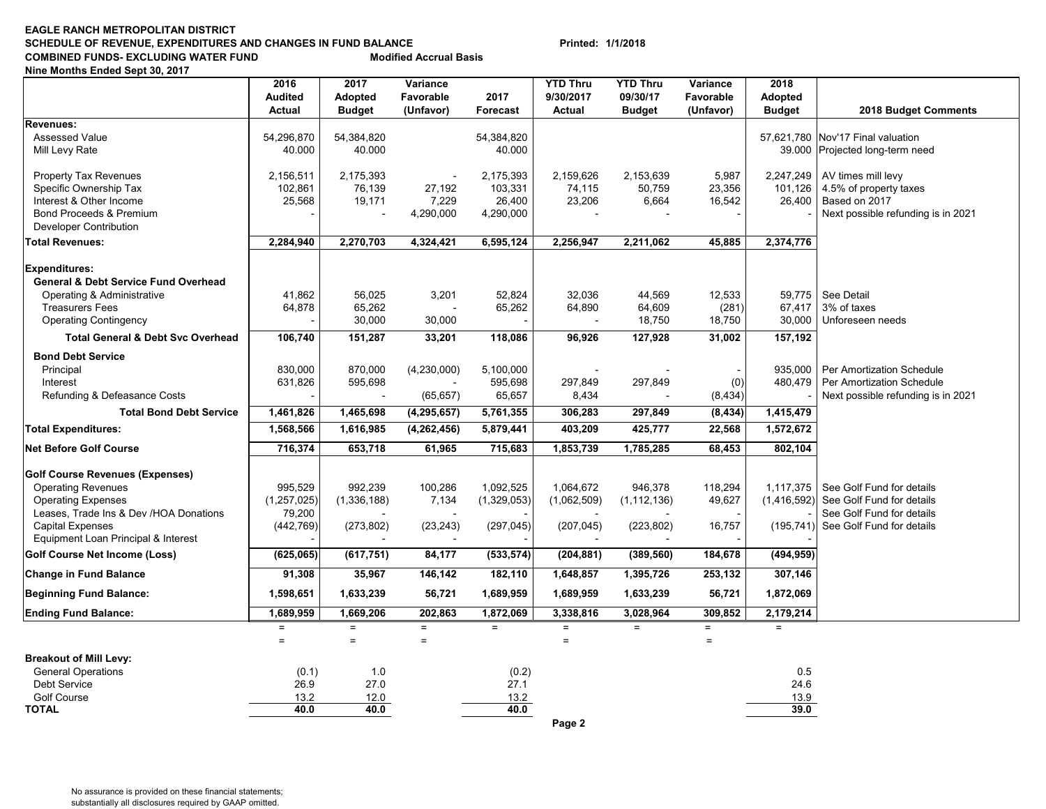**EAGLE RANCH METROPOLITAN DISTRICT**
**SCHEDULE OF REVENUE, EXPENDITURES AND CHANGES IN FUND BALANCE** **Printed: 1/1/2018**
**COMBINED FUNDS- EXCLUDING WATER FUND** **Modified Accrual Basis**
**Nine Months Ended Sept 30, 2017**

| | 2016 Audited Actual | 2017 Adopted Budget | Variance Favorable (Unfavor) | 2017 Forecast | YTD Thru 9/30/2017 Actual | YTD Thru 09/30/17 Budget | Variance Favorable (Unfavor) | 2018 Adopted Budget | 2018 Budget Comments |
|---|---|---|---|---|---|---|---|---|---|
| **Revenues:** | | | | | | | | | |
| Assessed Value | 54,296,870 | 54,384,820 | | 54,384,820 | | | | 57,621,780 | Nov'17 Final valuation |
| Mill Levy Rate | 40.000 | 40.000 | | 40.000 | | | | 39.000 | Projected long-term need |
| Property Tax Revenues | 2,156,511 | 2,175,393 | - | 2,175,393 | 2,159,626 | 2,153,639 | 5,987 | 2,247,249 | AV times mill levy |
| Specific Ownership Tax | 102,861 | 76,139 | 27,192 | 103,331 | 74,115 | 50,759 | 23,356 | 101,126 | 4.5% of property taxes |
| Interest & Other Income | 25,568 | 19,171 | 7,229 | 26,400 | 23,206 | 6,664 | 16,542 | 26,400 | Based on 2017 |
| Bond Proceeds & Premium | - | - | 4,290,000 | 4,290,000 | - | - | - | - | Next possible refunding is in 2021 |
| Developer Contribution | | | | | | | | | |
| **Total Revenues:** | **2,284,940** | **2,270,703** | **4,324,421** | **6,595,124** | **2,256,947** | **2,211,062** | **45,885** | **2,374,776** | |
| **Expenditures:** | | | | | | | | | |
| **General & Debt Service Fund Overhead** | | | | | | | | | |
| Operating & Administrative | 41,862 | 56,025 | 3,201 | 52,824 | 32,036 | 44,569 | 12,533 | 59,775 | See Detail |
| Treasurers Fees | 64,878 | 65,262 | - | 65,262 | 64,890 | 64,609 | (281) | 67,417 | 3% of taxes |
| Operating Contingency | - | 30,000 | 30,000 | - | - | 18,750 | 18,750 | 30,000 | Unforeseen needs |
| **Total General & Debt Svc Overhead** | **106,740** | **151,287** | **33,201** | **118,086** | **96,926** | **127,928** | **31,002** | **157,192** | |
| **Bond Debt Service** | | | | | | | | | |
| Principal | 830,000 | 870,000 | (4,230,000) | 5,100,000 | - | - | - | 935,000 | Per Amortization Schedule |
| Interest | 631,826 | 595,698 | - | 595,698 | 297,849 | 297,849 | (0) | 480,479 | Per Amortization Schedule |
| Refunding & Defeasance Costs | - | - | (65,657) | 65,657 | 8,434 | - | (8,434) | - | Next possible refunding is in 2021 |
| **Total Bond Debt Service** | **1,461,826** | **1,465,698** | **(4,295,657)** | **5,761,355** | **306,283** | **297,849** | **(8,434)** | **1,415,479** | |
| **Total Expenditures:** | **1,568,566** | **1,616,985** | **(4,262,456)** | **5,879,441** | **403,209** | **425,777** | **22,568** | **1,572,672** | |
| **Net Before Golf Course** | **716,374** | **653,718** | **61,965** | **715,683** | **1,853,739** | **1,785,285** | **68,453** | **802,104** | |
| **Golf Course Revenues (Expenses)** | | | | | | | | | |
| Operating Revenues | 995,529 | 992,239 | 100,286 | 1,092,525 | 1,064,672 | 946,378 | 118,294 | 1,117,375 | See Golf Fund for details |
| Operating Expenses | (1,257,025) | (1,336,188) | 7,134 | (1,329,053) | (1,062,509) | (1,112,136) | 49,627 | (1,416,592) | See Golf Fund for details |
| Leases, Trade Ins & Dev /HOA Donations | 79,200 | - | - | - | - | - | - | - | See Golf Fund for details |
| Capital Expenses | (442,769) | (273,802) | (23,243) | (297,045) | (207,045) | (223,802) | 16,757 | (195,741) | See Golf Fund for details |
| Equipment Loan Principal & Interest | - | - | - | - | - | - | - | - | |
| **Golf Course Net Income (Loss)** | **(625,065)** | **(617,751)** | **84,177** | **(533,574)** | **(204,881)** | **(389,560)** | **184,678** | **(494,959)** | |
| **Change in Fund Balance** | **91,308** | **35,967** | **146,142** | **182,110** | **1,648,857** | **1,395,726** | **253,132** | **307,146** | |
| **Beginning Fund Balance:** | **1,598,651** | **1,633,239** | **56,721** | **1,689,959** | **1,689,959** | **1,633,239** | **56,721** | **1,872,069** | |
| **Ending Fund Balance:** | **1,689,959** | **1,669,206** | **202,863** | **1,872,069** | **3,338,816** | **3,028,964** | **309,852** | **2,179,214** | |
| | = | = | = | = | = | = | = | = | |
| | = | = | = | | = | | = | | |

| **Breakout of Mill Levy:** | 2016 | 2017 Budget | 2017 Forecast | 2018 |
|---|---|---|---|---|
| General Operations | (0.1) | 1.0 | (0.2) | 0.5 |
| Debt Service | 26.9 | 27.0 | 27.1 | 24.6 |
| Golf Course | 13.2 | 12.0 | 13.2 | 13.9 |
| **TOTAL** | **40.0** | **40.0** | **40.0** | **39.0** |

No assurance is provided on these financial statements; substantially all disclosures required by GAAP omitted.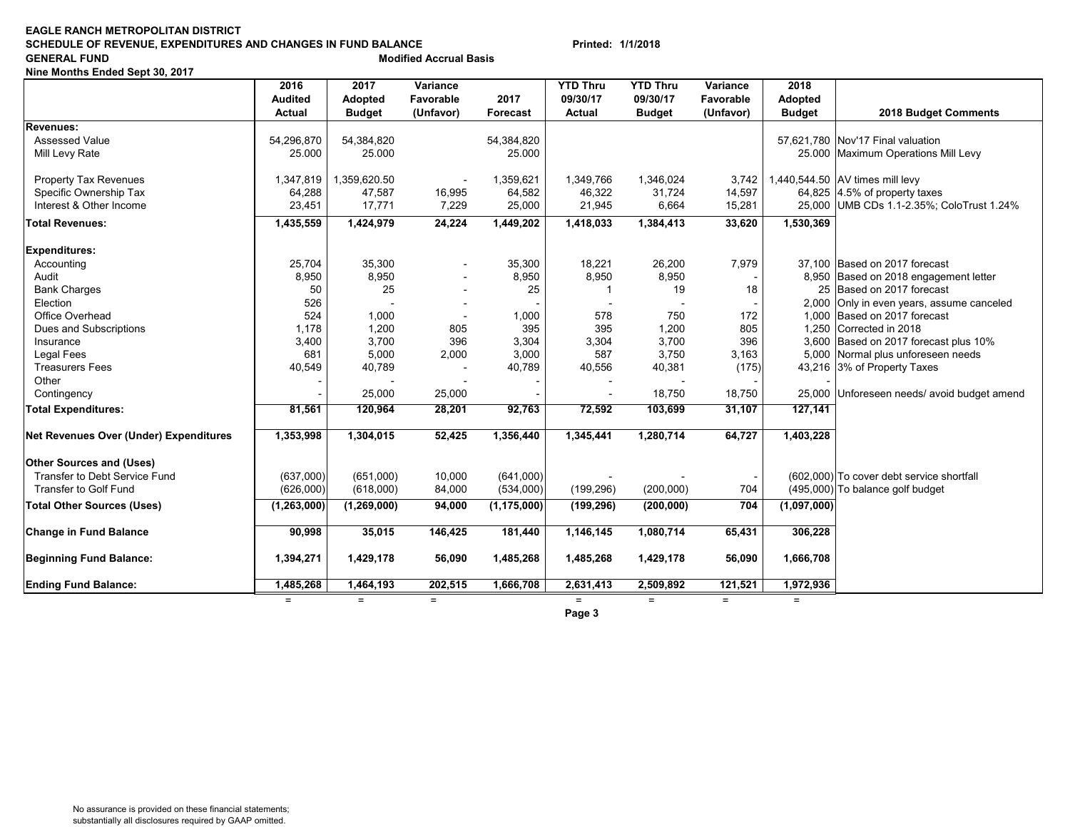**EAGLE RANCH METROPOLITAN DISTRICT**
**SCHEDULE OF REVENUE, EXPENDITURES AND CHANGES IN FUND BALANCE** **Printed: 1/1/2018**
**GENERAL FUND** **Modified Accrual Basis**
**Nine Months Ended Sept 30, 2017**

| | 2016 Audited Actual | 2017 Adopted Budget | Variance Favorable (Unfavor) | 2017 Forecast | YTD Thru 09/30/17 Actual | YTD Thru 09/30/17 Budget | Variance Favorable (Unfavor) | 2018 Adopted Budget | 2018 Budget Comments |
|---|---|---|---|---|---|---|---|---|---|
| **Revenues:** | | | | | | | | | |
| Assessed Value | 54,296,870 | 54,384,820 | | 54,384,820 | | | | 57,621,780 | Nov'17 Final valuation |
| Mill Levy Rate | 25.000 | 25.000 | | 25.000 | | | | 25.000 | Maximum Operations Mill Levy |
| Property Tax Revenues | 1,347,819 | 1,359,620.50 | - | 1,359,621 | 1,349,766 | 1,346,024 | 3,742 | 1,440,544.50 | AV times mill levy |
| Specific Ownership Tax | 64,288 | 47,587 | 16,995 | 64,582 | 46,322 | 31,724 | 14,597 | 64,825 | 4.5% of property taxes |
| Interest & Other Income | 23,451 | 17,771 | 7,229 | 25,000 | 21,945 | 6,664 | 15,281 | 25,000 | UMB CDs 1.1-2.35%; ColoTrust 1.24% |
| **Total Revenues:** | **1,435,559** | **1,424,979** | **24,224** | **1,449,202** | **1,418,033** | **1,384,413** | **33,620** | **1,530,369** | |
| **Expenditures:** | | | | | | | | | |
| Accounting | 25,704 | 35,300 | - | 35,300 | 18,221 | 26,200 | 7,979 | 37,100 | Based on 2017 forecast |
| Audit | 8,950 | 8,950 | - | 8,950 | 8,950 | 8,950 | - | 8,950 | Based on 2018 engagement letter |
| Bank Charges | 50 | 25 | - | 25 | 1 | 19 | 18 | 25 | Based on 2017 forecast |
| Election | 526 | - | - | - | - | - | - | 2,000 | Only in even years, assume canceled |
| Office Overhead | 524 | 1,000 | - | 1,000 | 578 | 750 | 172 | 1,000 | Based on 2017 forecast |
| Dues and Subscriptions | 1,178 | 1,200 | 805 | 395 | 395 | 1,200 | 805 | 1,250 | Corrected in 2018 |
| Insurance | 3,400 | 3,700 | 396 | 3,304 | 3,304 | 3,700 | 396 | 3,600 | Based on 2017 forecast plus 10% |
| Legal Fees | 681 | 5,000 | 2,000 | 3,000 | 587 | 3,750 | 3,163 | 5,000 | Normal plus unforeseen needs |
| Treasurers Fees | 40,549 | 40,789 | - | 40,789 | 40,556 | 40,381 | (175) | 43,216 | 3% of Property Taxes |
| Other | - | - | - | - | - | - | - | - | |
| Contingency | - | 25,000 | 25,000 | - | - | 18,750 | 18,750 | 25,000 | Unforeseen needs/ avoid budget amend |
| **Total Expenditures:** | **81,561** | **120,964** | **28,201** | **92,763** | **72,592** | **103,699** | **31,107** | **127,141** | |
| **Net Revenues Over (Under) Expenditures** | **1,353,998** | **1,304,015** | **52,425** | **1,356,440** | **1,345,441** | **1,280,714** | **64,727** | **1,403,228** | |
| **Other Sources and (Uses)** | | | | | | | | | |
| Transfer to Debt Service Fund | (637,000) | (651,000) | 10,000 | (641,000) | - | - | - | (602,000) | To cover debt service shortfall |
| Transfer to Golf Fund | (626,000) | (618,000) | 84,000 | (534,000) | (199,296) | (200,000) | 704 | (495,000) | To balance golf budget |
| **Total Other Sources (Uses)** | **(1,263,000)** | **(1,269,000)** | **94,000** | **(1,175,000)** | **(199,296)** | **(200,000)** | **704** | **(1,097,000)** | |
| **Change in Fund Balance** | **90,998** | **35,015** | **146,425** | **181,440** | **1,146,145** | **1,080,714** | **65,431** | **306,228** | |
| **Beginning Fund Balance:** | **1,394,271** | **1,429,178** | **56,090** | **1,485,268** | **1,485,268** | **1,429,178** | **56,090** | **1,666,708** | |
| **Ending Fund Balance:** | **1,485,268** | **1,464,193** | **202,515** | **1,666,708** | **2,631,413** | **2,509,892** | **121,521** | **1,972,936** | |
| | = | = | = | | = | = | = | = | |

No assurance is provided on these financial statements; substantially all disclosures required by GAAP omitted.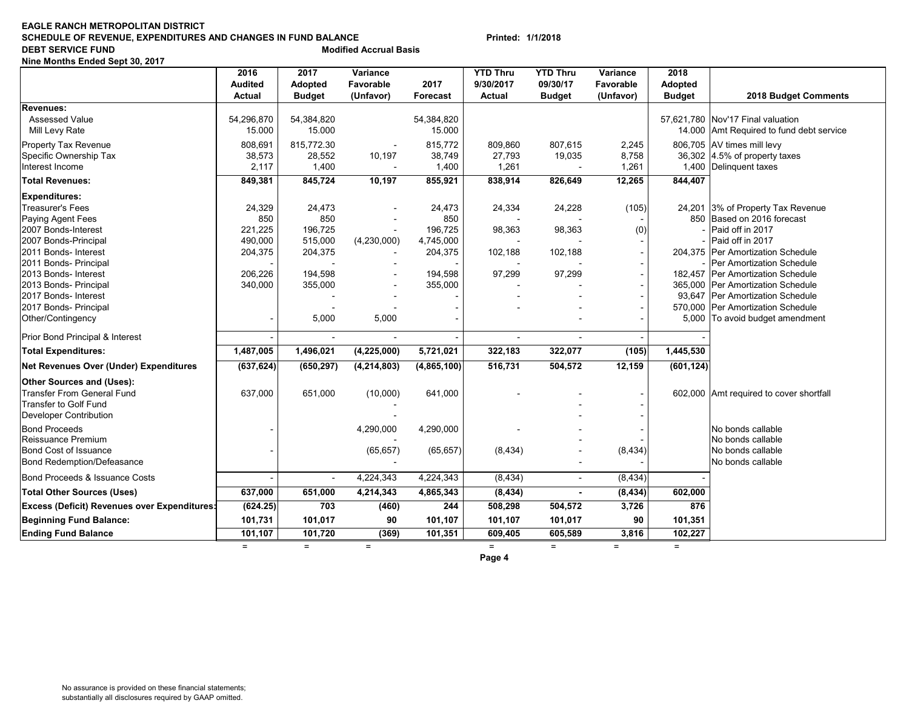**EAGLE RANCH METROPOLITAN DISTRICT**
**SCHEDULE OF REVENUE, EXPENDITURES AND CHANGES IN FUND BALANCE** **Printed: 1/1/2018**
**DEBT SERVICE FUND** **Modified Accrual Basis**
**Nine Months Ended Sept 30, 2017**

| | 2016 Audited Actual | 2017 Adopted Budget | Variance Favorable (Unfavor) | 2017 Forecast | YTD Thru 9/30/2017 Actual | YTD Thru 09/30/17 Budget | Variance Favorable (Unfavor) | 2018 Adopted Budget | 2018 Budget Comments |
|---|---|---|---|---|---|---|---|---|---|
| **Revenues:** | | | | | | | | | |
| Assessed Value | 54,296,870 | 54,384,820 | | 54,384,820 | | | | 57,621,780 | Nov'17 Final valuation |
| Mill Levy Rate | 15.000 | 15.000 | | 15.000 | | | | 14.000 | Amt Required to fund debt service |
| Property Tax Revenue | 808,691 | 815,772.30 | - | 815,772 | 809,860 | 807,615 | 2,245 | 806,705 | AV times mill levy |
| Specific Ownership Tax | 38,573 | 28,552 | 10,197 | 38,749 | 27,793 | 19,035 | 8,758 | 36,302 | 4.5% of property taxes |
| Interest Income | 2,117 | 1,400 | - | 1,400 | 1,261 | - | 1,261 | 1,400 | Delinquent taxes |
| **Total Revenues:** | **849,381** | **845,724** | **10,197** | **855,921** | **838,914** | **826,649** | **12,265** | **844,407** | |
| **Expenditures:** | | | | | | | | | |
| Treasurer's Fees | 24,329 | 24,473 | - | 24,473 | 24,334 | 24,228 | (105) | 24,201 | 3% of Property Tax Revenue |
| Paying Agent Fees | 850 | 850 | - | 850 | - | - | - | 850 | Based on 2016 forecast |
| 2007 Bonds-Interest | 221,225 | 196,725 | - | 196,725 | 98,363 | 98,363 | (0) | - | Paid off in 2017 |
| 2007 Bonds-Principal | 490,000 | 515,000 | (4,230,000) | 4,745,000 | - | - | - | - | Paid off in 2017 |
| 2011 Bonds- Interest | 204,375 | 204,375 | - | 204,375 | 102,188 | 102,188 | - | 204,375 | Per Amortization Schedule |
| 2011 Bonds- Principal | - | - | - | - | - | - | - | - | Per Amortization Schedule |
| 2013 Bonds- Interest | 206,226 | 194,598 | - | 194,598 | 97,299 | 97,299 | - | 182,457 | Per Amortization Schedule |
| 2013 Bonds- Principal | 340,000 | 355,000 | - | 355,000 | - | - | - | 365,000 | Per Amortization Schedule |
| 2017 Bonds- Interest | | - | - | - | - | - | - | 93,647 | Per Amortization Schedule |
| 2017 Bonds- Principal | | - | - | - | - | - | - | 570,000 | Per Amortization Schedule |
| Other/Contingency | - | 5,000 | 5,000 | - | | - | - | 5,000 | To avoid budget amendment |
| Prior Bond Principal & Interest | - | - | - | - | - | - | - | - | |
| **Total Expenditures:** | **1,487,005** | **1,496,021** | **(4,225,000)** | **5,721,021** | **322,183** | **322,077** | **(105)** | **1,445,530** | |
| **Net Revenues Over (Under) Expenditures** | **(637,624)** | **(650,297)** | **(4,214,803)** | **(4,865,100)** | **516,731** | **504,572** | **12,159** | **(601,124)** | |
| **Other Sources and (Uses):** | | | | | | | | | |
| Transfer From General Fund | 637,000 | 651,000 | (10,000) | 641,000 | - | - | - | 602,000 | Amt required to cover shortfall |
| Transfer to Golf Fund | | | - | | | - | - | | |
| Developer Contribution | | | - | | | - | - | | |
| Bond Proceeds | - | | 4,290,000 | 4,290,000 | - | - | - | | No bonds callable |
| Reissuance Premium | | | - | | | - | - | | No bonds callable |
| Bond Cost of Issuance | - | | (65,657) | (65,657) | (8,434) | - | (8,434) | | No bonds callable |
| Bond Redemption/Defeasance | | | - | | | - | - | | No bonds callable |
| Bond Proceeds & Issuance Costs | - | - | 4,224,343 | 4,224,343 | (8,434) | - | (8,434) | - | |
| **Total Other Sources (Uses)** | **637,000** | **651,000** | **4,214,343** | **4,865,343** | **(8,434)** | **-** | **(8,434)** | **602,000** | |
| **Excess (Deficit) Revenues over Expenditures:** | **(624.25)** | **703** | **(460)** | **244** | **508,298** | **504,572** | **3,726** | **876** | |
| **Beginning Fund Balance:** | **101,731** | **101,017** | **90** | **101,107** | **101,107** | **101,017** | **90** | **101,351** | |
| **Ending Fund Balance** | **101,107** | **101,720** | **(369)** | **101,351** | **609,405** | **605,589** | **3,816** | **102,227** | |
| | = | = | = | | = | = | = | = | |

No assurance is provided on these financial statements; substantially all disclosures required by GAAP omitted.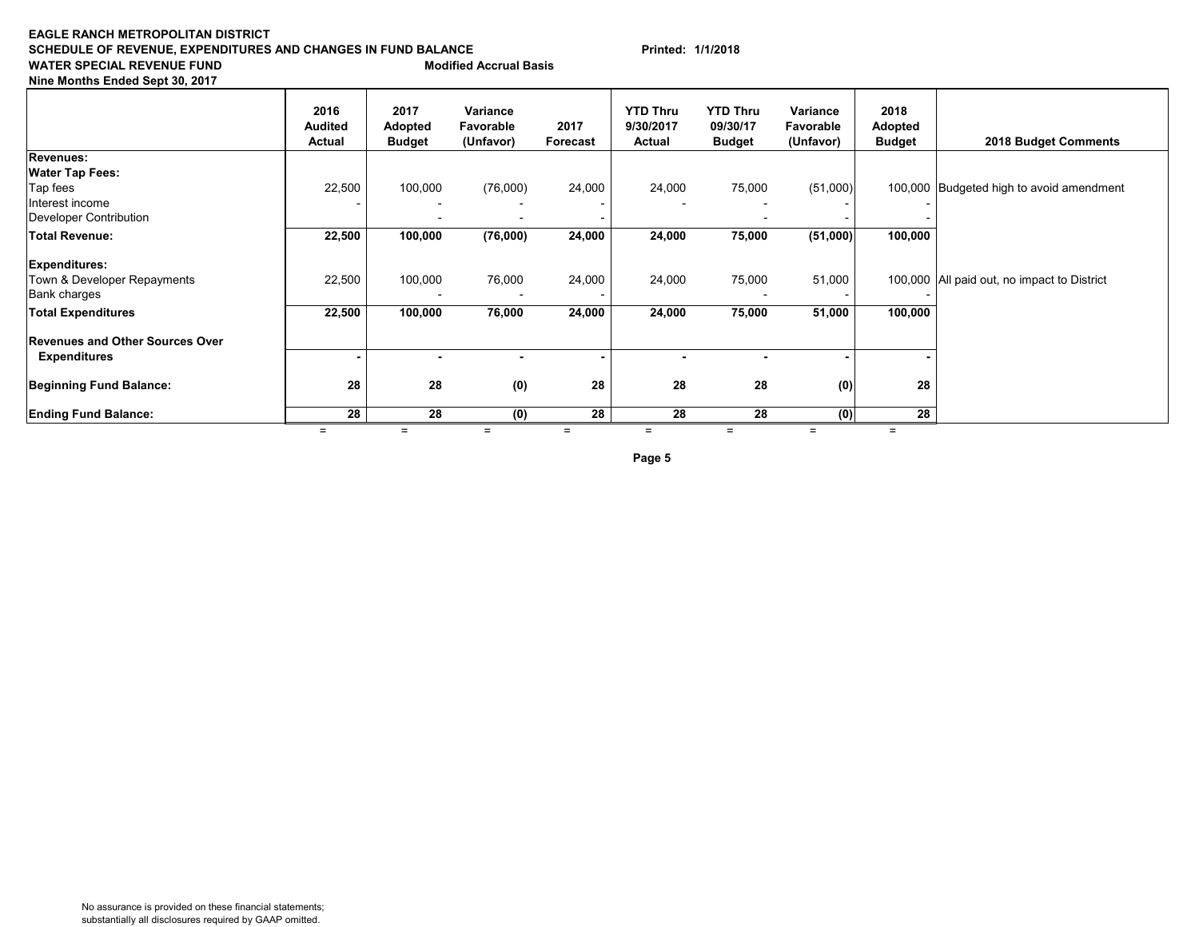**EAGLE RANCH METROPOLITAN DISTRICT**
**SCHEDULE OF REVENUE, EXPENDITURES AND CHANGES IN FUND BALANCE** **Printed: 1/1/2018**
**WATER SPECIAL REVENUE FUND** **Modified Accrual Basis**
**Nine Months Ended Sept 30, 2017**

| | 2016 Audited Actual | 2017 Adopted Budget | Variance Favorable (Unfavor) | 2017 Forecast | YTD Thru 9/30/2017 Actual | YTD Thru 09/30/17 Budget | Variance Favorable (Unfavor) | 2018 Adopted Budget | 2018 Budget Comments |
|---|---|---|---|---|---|---|---|---|---|
| **Revenues:** | | | | | | | | | |
| **Water Tap Fees:** | | | | | | | | | |
| Tap fees | 22,500 | 100,000 | (76,000) | 24,000 | 24,000 | 75,000 | (51,000) | 100,000 | Budgeted high to avoid amendment |
| Interest income | - | - | - | - | - | - | - | - | |
| Developer Contribution | | - | - | - | | - | - | - | |
| **Total Revenue:** | **22,500** | **100,000** | **(76,000)** | **24,000** | **24,000** | **75,000** | **(51,000)** | **100,000** | |
| **Expenditures:** | | | | | | | | | |
| Town & Developer Repayments | 22,500 | 100,000 | 76,000 | 24,000 | 24,000 | 75,000 | 51,000 | 100,000 | All paid out, no impact to District |
| Bank charges | | - | - | - | | - | - | - | |
| **Total Expenditures** | **22,500** | **100,000** | **76,000** | **24,000** | **24,000** | **75,000** | **51,000** | **100,000** | |
| **Revenues and Other Sources Over Expenditures** | **-** | **-** | **-** | **-** | **-** | **-** | **-** | **-** | |
| **Beginning Fund Balance:** | **28** | **28** | **(0)** | **28** | **28** | **28** | **(0)** | **28** | |
| **Ending Fund Balance:** | **28** | **28** | **(0)** | **28** | **28** | **28** | **(0)** | **28** | |
| | = | = | = | = | = | = | = | = | |

No assurance is provided on these financial statements;
substantially all disclosures required by GAAP omitted.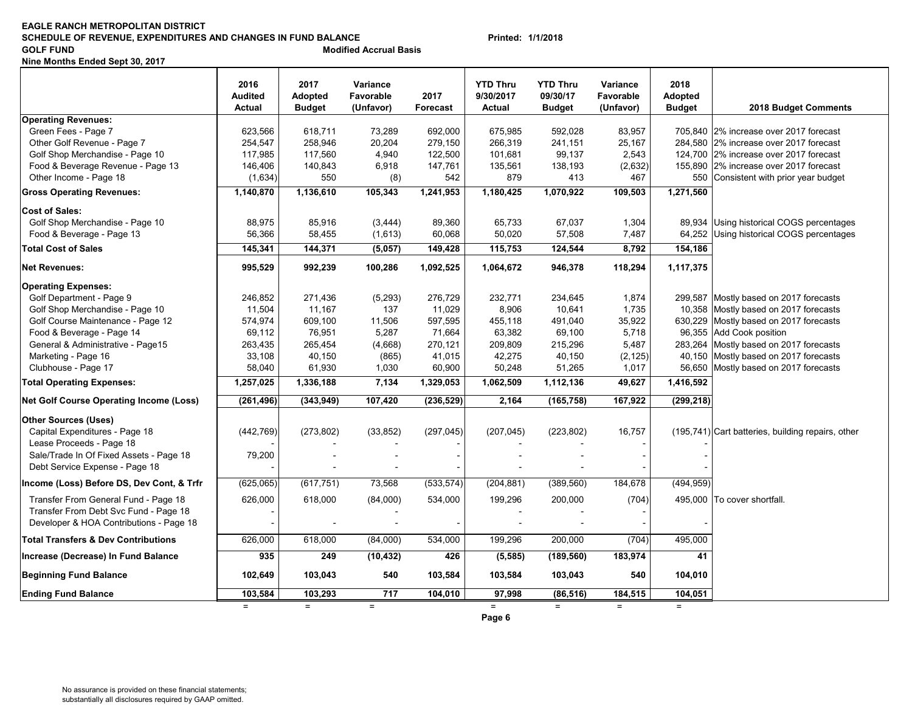**EAGLE RANCH METROPOLITAN DISTRICT**
**SCHEDULE OF REVENUE, EXPENDITURES AND CHANGES IN FUND BALANCE** **Printed: 1/1/2018**
**GOLF FUND** **Modified Accrual Basis**
**Nine Months Ended Sept 30, 2017**

| | 2016 Audited Actual | 2017 Adopted Budget | Variance Favorable (Unfavor) | 2017 Forecast | YTD Thru 9/30/2017 Actual | YTD Thru 09/30/17 Budget | Variance Favorable (Unfavor) | 2018 Adopted Budget | 2018 Budget Comments |
|---|---|---|---|---|---|---|---|---|---|
| **Operating Revenues:** | | | | | | | | | |
| Green Fees - Page 7 | 623,566 | 618,711 | 73,289 | 692,000 | 675,985 | 592,028 | 83,957 | 705,840 | 2% increase over 2017 forecast |
| Other Golf Revenue - Page 7 | 254,547 | 258,946 | 20,204 | 279,150 | 266,319 | 241,151 | 25,167 | 284,580 | 2% increase over 2017 forecast |
| Golf Shop Merchandise - Page 10 | 117,985 | 117,560 | 4,940 | 122,500 | 101,681 | 99,137 | 2,543 | 124,700 | 2% increase over 2017 forecast |
| Food & Beverage Revenue - Page 13 | 146,406 | 140,843 | 6,918 | 147,761 | 135,561 | 138,193 | (2,632) | 155,890 | 2% increase over 2017 forecast |
| Other Income - Page 18 | (1,634) | 550 | (8) | 542 | 879 | 413 | 467 | 550 | Consistent with prior year budget |
| **Gross Operating Revenues:** | **1,140,870** | **1,136,610** | **105,343** | **1,241,953** | **1,180,425** | **1,070,922** | **109,503** | **1,271,560** | |
| **Cost of Sales:** | | | | | | | | | |
| Golf Shop Merchandise - Page 10 | 88,975 | 85,916 | (3,444) | 89,360 | 65,733 | 67,037 | 1,304 | 89,934 | Using historical COGS percentages |
| Food & Beverage - Page 13 | 56,366 | 58,455 | (1,613) | 60,068 | 50,020 | 57,508 | 7,487 | 64,252 | Using historical COGS percentages |
| **Total Cost of Sales** | **145,341** | **144,371** | **(5,057)** | **149,428** | **115,753** | **124,544** | **8,792** | **154,186** | |
| **Net Revenues:** | **995,529** | **992,239** | **100,286** | **1,092,525** | **1,064,672** | **946,378** | **118,294** | **1,117,375** | |
| **Operating Expenses:** | | | | | | | | | |
| Golf Department - Page 9 | 246,852 | 271,436 | (5,293) | 276,729 | 232,771 | 234,645 | 1,874 | 299,587 | Mostly based on 2017 forecasts |
| Golf Shop Merchandise - Page 10 | 11,504 | 11,167 | 137 | 11,029 | 8,906 | 10,641 | 1,735 | 10,358 | Mostly based on 2017 forecasts |
| Golf Course Maintenance - Page 12 | 574,974 | 609,100 | 11,506 | 597,595 | 455,118 | 491,040 | 35,922 | 630,229 | Mostly based on 2017 forecasts |
| Food & Beverage - Page 14 | 69,112 | 76,951 | 5,287 | 71,664 | 63,382 | 69,100 | 5,718 | 96,355 | Add Cook position |
| General & Administrative - Page15 | 263,435 | 265,454 | (4,668) | 270,121 | 209,809 | 215,296 | 5,487 | 283,264 | Mostly based on 2017 forecasts |
| Marketing - Page 16 | 33,108 | 40,150 | (865) | 41,015 | 42,275 | 40,150 | (2,125) | 40,150 | Mostly based on 2017 forecasts |
| Clubhouse - Page 17 | 58,040 | 61,930 | 1,030 | 60,900 | 50,248 | 51,265 | 1,017 | 56,650 | Mostly based on 2017 forecasts |
| **Total Operating Expenses:** | **1,257,025** | **1,336,188** | **7,134** | **1,329,053** | **1,062,509** | **1,112,136** | **49,627** | **1,416,592** | |
| **Net Golf Course Operating Income (Loss)** | **(261,496)** | **(343,949)** | **107,420** | **(236,529)** | **2,164** | **(165,758)** | **167,922** | **(299,218)** | |
| **Other Sources (Uses)** | | | | | | | | | |
| Capital Expenditures - Page 18 | (442,769) | (273,802) | (33,852) | (297,045) | (207,045) | (223,802) | 16,757 | (195,741) | Cart batteries, building repairs, other |
| Lease Proceeds - Page 18 | - | - | - | - | - | - | - | - | |
| Sale/Trade In Of Fixed Assets - Page 18 | 79,200 | - | - | - | - | - | - | - | |
| Debt Service Expense - Page 18 | - | - | - | - | - | - | - | - | |
| **Income (Loss) Before DS, Dev Cont, & Trfr** | (625,065) | (617,751) | 73,568 | (533,574) | (204,881) | (389,560) | 184,678 | (494,959) | |
| Transfer From General Fund - Page 18 | 626,000 | 618,000 | (84,000) | 534,000 | 199,296 | 200,000 | (704) | 495,000 | To cover shortfall. |
| Transfer From Debt Svc Fund - Page 18 | - | | - | | - | - | - | | |
| Developer & HOA Contributions - Page 18 | - | - | - | - | - | - | - | - | |
| **Total Transfers & Dev Contributions** | 626,000 | 618,000 | (84,000) | 534,000 | 199,296 | 200,000 | (704) | 495,000 | |
| **Increase (Decrease) In Fund Balance** | **935** | **249** | **(10,432)** | **426** | **(5,585)** | **(189,560)** | **183,974** | **41** | |
| **Beginning Fund Balance** | **102,649** | **103,043** | **540** | **103,584** | **103,584** | **103,043** | **540** | **104,010** | |
| **Ending Fund Balance** | **103,584** | **103,293** | **717** | **104,010** | **97,998** | **(86,516)** | **184,515** | **104,051** | |
| | = | = | = | | = | = | = | = | |

No assurance is provided on these financial statements;
substantially all disclosures required by GAAP omitted.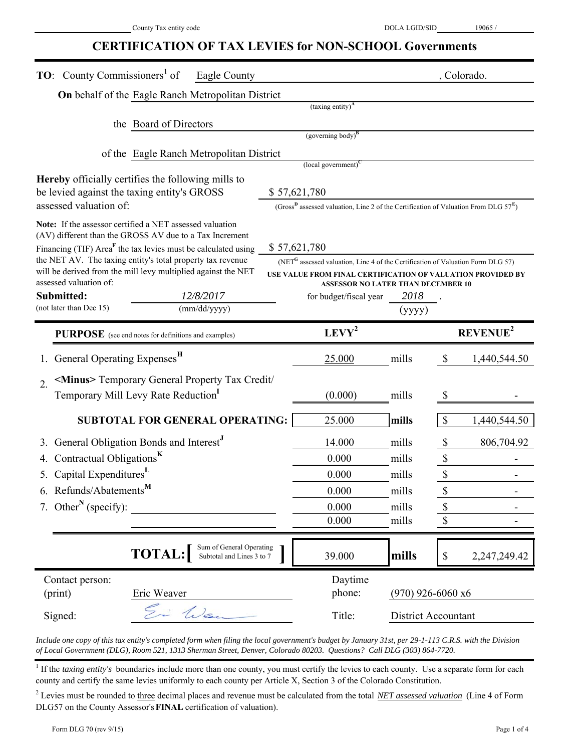County Tax entity code ______________ DOLA LGID/SID 19065 /

# CERTIFICATION OF TAX LEVIES for NON-SCHOOL Governments

**TO**: County Commissioners[1] of Eagle County, Colorado.

**On** behalf of the Eagle Ranch Metropolitan District
(taxing entity)[A]

the Board of Directors
(governing body)[B]

of the Eagle Ranch Metropolitan District
(local government)[C]

**Hereby** officially certifies the following mills to be levied against the taxing entity's GROSS assessed valuation of: $ 57,621,780
(Gross[D] assessed valuation, Line 2 of the Certification of Valuation From DLG 57[E])

**Note:** If the assessor certified a NET assessed valuation (AV) different than the GROSS AV due to a Tax Increment Financing (TIF) Area[F] the tax levies must be calculated using the NET AV. The taxing entity's total property tax revenue will be derived from the mill levy multiplied against the NET assessed valuation of: $ 57,621,780
(NET[G] assessed valuation, Line 4 of the Certification of Valuation Form DLG 57)
**USE VALUE FROM FINAL CERTIFICATION OF VALUATION PROVIDED BY ASSESSOR NO LATER THAN DECEMBER 10**

**Submitted:** 12/8/2017 (mm/dd/yyyy) for budget/fiscal year 2018 (yyyy).
(not later than Dec 15)

| **PURPOSE** (see end notes for definitions and examples) | **LEVY**[2] | | **REVENUE**[2] |
|---|---|---|---|
| 1. General Operating Expenses[H] | 25.000 | mills | $ 1,440,544.50 |
| 2. <Minus> Temporary General Property Tax Credit/ Temporary Mill Levy Rate Reduction[I] | (0.000) | mills | $ - |
| **SUBTOTAL FOR GENERAL OPERATING:** | 25.000 | **mills** | $ 1,440,544.50 |
| 3. General Obligation Bonds and Interest[J] | 14.000 | mills | $ 806,704.92 |
| 4. Contractual Obligations[K] | 0.000 | mills | $ - |
| 5. Capital Expenditures[L] | 0.000 | mills | $ - |
| 6. Refunds/Abatements[M] | 0.000 | mills | $ - |
| 7. Other[N] (specify): | 0.000 | mills | $ - |
| | 0.000 | mills | $ - |
| **TOTAL:** [Sum of General Operating Subtotal and Lines 3 to 7] | 39.000 | **mills** | $ 2,247,249.42 |

Contact person: (print) Eric Weaver | Daytime phone: (970) 926-6060 x6

Signed: *(signature)* | Title: District Accountant

*Include one copy of this tax entity's completed form when filing the local government's budget by January 31st, per 29-1-113 C.R.S. with the Division of Local Government (DLG), Room 521, 1313 Sherman Street, Denver, Colorado 80203. Questions? Call DLG (303) 864-7720.*

[1] If the *taxing entity's* boundaries include more than one county, you must certify the levies to each county. Use a separate form for each county and certify the same levies uniformly to each county per Article X, Section 3 of the Colorado Constitution.

[2] Levies must be rounded to three decimal places and revenue must be calculated from the total ***NET assessed valuation*** (Line 4 of Form DLG57 on the County Assessor's **FINAL** certification of valuation).

Form DLG 70 (rev 9/15)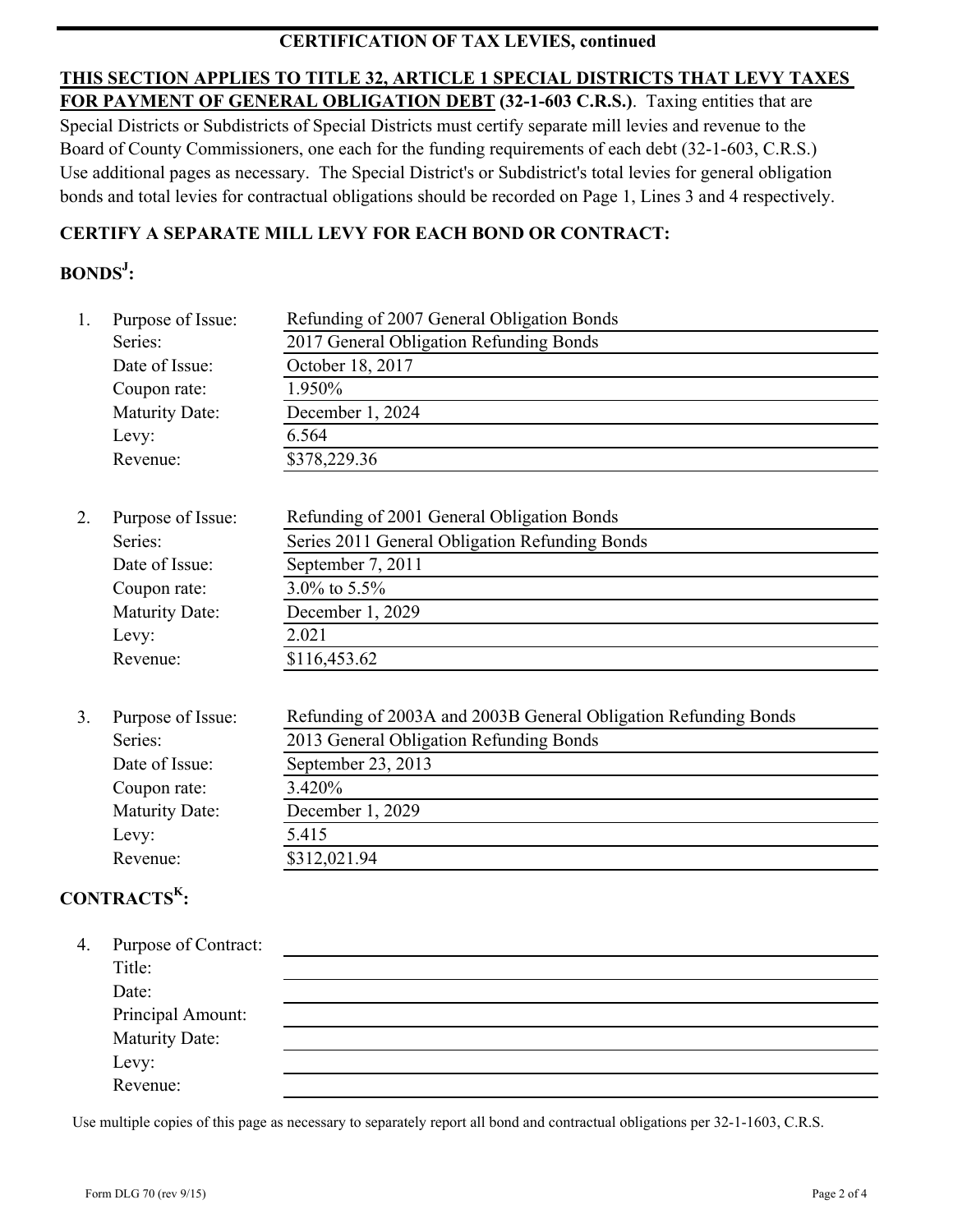**CERTIFICATION OF TAX LEVIES, continued**

**THIS SECTION APPLIES TO TITLE 32, ARTICLE 1 SPECIAL DISTRICTS THAT LEVY TAXES FOR PAYMENT OF GENERAL OBLIGATION DEBT (32-1-603 C.R.S.)**. Taxing entities that are Special Districts or Subdistricts of Special Districts must certify separate mill levies and revenue to the Board of County Commissioners, one each for the funding requirements of each debt (32-1-603, C.R.S.) Use additional pages as necessary. The Special District's or Subdistrict's total levies for general obligation bonds and total levies for contractual obligations should be recorded on Page 1, Lines 3 and 4 respectively.

**CERTIFY A SEPARATE MILL LEVY FOR EACH BOND OR CONTRACT:**

**BONDS[J]:**

1. Purpose of Issue: Refunding of 2007 General Obligation Bonds
   Series: 2017 General Obligation Refunding Bonds
   Date of Issue: October 18, 2017
   Coupon rate: 1.950%
   Maturity Date: December 1, 2024
   Levy: 6.564
   Revenue: $378,229.36

2. Purpose of Issue: Refunding of 2001 General Obligation Bonds
   Series: Series 2011 General Obligation Refunding Bonds
   Date of Issue: September 7, 2011
   Coupon rate: 3.0% to 5.5%
   Maturity Date: December 1, 2029
   Levy: 2.021
   Revenue: $116,453.62

3. Purpose of Issue: Refunding of 2003A and 2003B General Obligation Refunding Bonds
   Series: 2013 General Obligation Refunding Bonds
   Date of Issue: September 23, 2013
   Coupon rate: 3.420%
   Maturity Date: December 1, 2029
   Levy: 5.415
   Revenue: $312,021.94

**CONTRACTS[K]:**

4. Purpose of Contract:
   Title:
   Date:
   Principal Amount:
   Maturity Date:
   Levy:
   Revenue:

Use multiple copies of this page as necessary to separately report all bond and contractual obligations per 32-1-1603, C.R.S.

Form DLG 70 (rev 9/15)